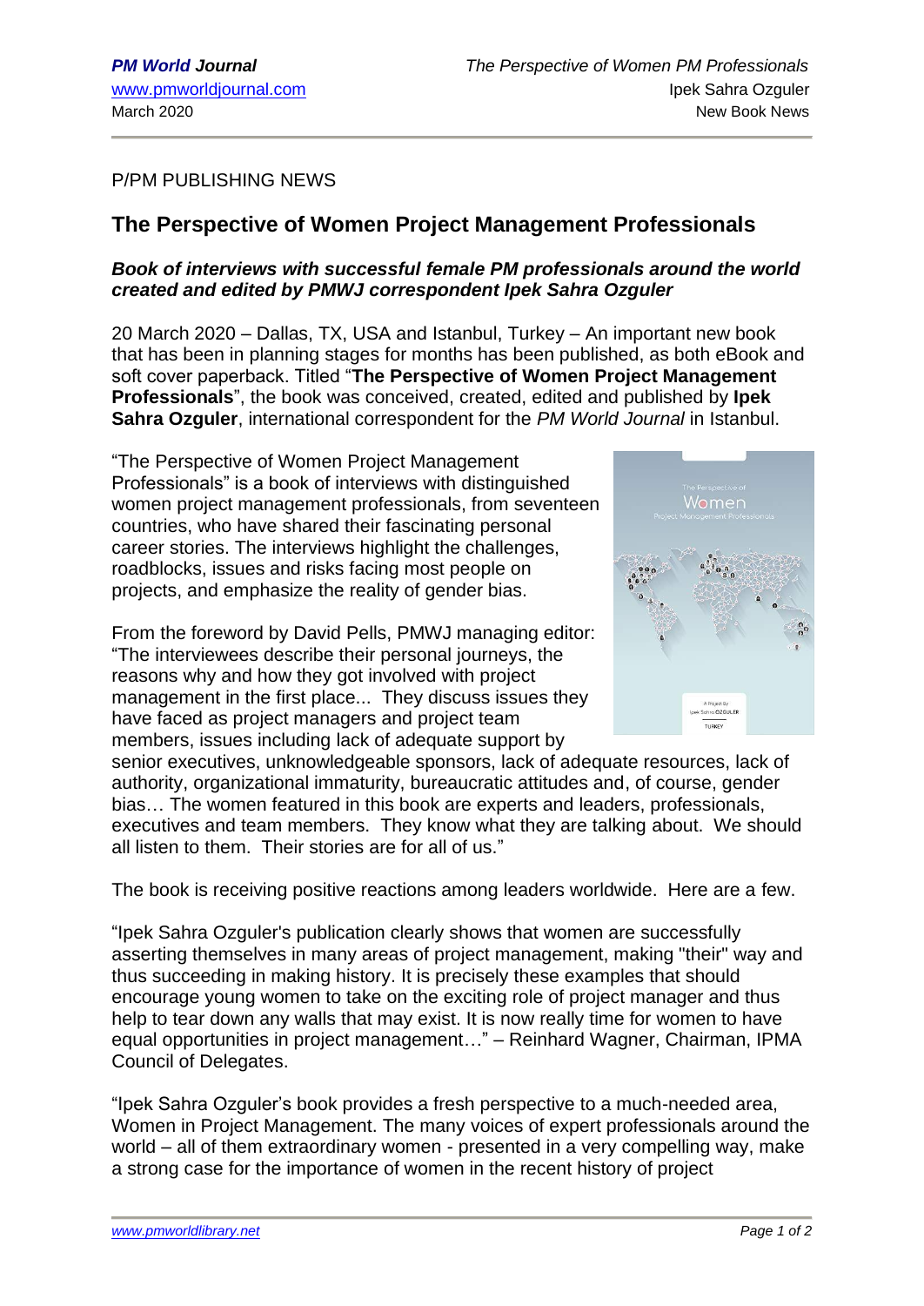P/PM PUBLISHING NEWS

## The Perspective of Women Project Management Professionals

***Book of interviews with successful female PM professionals around the world created and edited by PMWJ correspondent Ipek Sahra Ozguler***

20 March 2020 – Dallas, TX, USA and Istanbul, Turkey – An important new book that has been in planning stages for months has been published, as both eBook and soft cover paperback. Titled "**The Perspective of Women Project Management Professionals**", the book was conceived, created, edited and published by **Ipek Sahra Ozguler**, international correspondent for the *PM World Journal* in Istanbul.

"The Perspective of Women Project Management Professionals" is a book of interviews with distinguished women project management professionals, from seventeen countries, who have shared their fascinating personal career stories. The interviews highlight the challenges, roadblocks, issues and risks facing most people on projects, and emphasize the reality of gender bias.

From the foreword by David Pells, PMWJ managing editor: "The interviewees describe their personal journeys, the reasons why and how they got involved with project management in the first place... They discuss issues they have faced as project managers and project team members, issues including lack of adequate support by senior executives, unknowledgeable sponsors, lack of adequate resources, lack of authority, organizational immaturity, bureaucratic attitudes and, of course, gender bias… The women featured in this book are experts and leaders, professionals, executives and team members. They know what they are talking about. We should all listen to them. Their stories are for all of us."

The book is receiving positive reactions among leaders worldwide. Here are a few.

"Ipek Sahra Ozguler's publication clearly shows that women are successfully asserting themselves in many areas of project management, making "their" way and thus succeeding in making history. It is precisely these examples that should encourage young women to take on the exciting role of project manager and thus help to tear down any walls that may exist. It is now really time for women to have equal opportunities in project management…" – Reinhard Wagner, Chairman, IPMA Council of Delegates.

"Ipek Sahra Ozguler's book provides a fresh perspective to a much-needed area, Women in Project Management. The many voices of expert professionals around the world – all of them extraordinary women - presented in a very compelling way, make a strong case for the importance of women in the recent history of project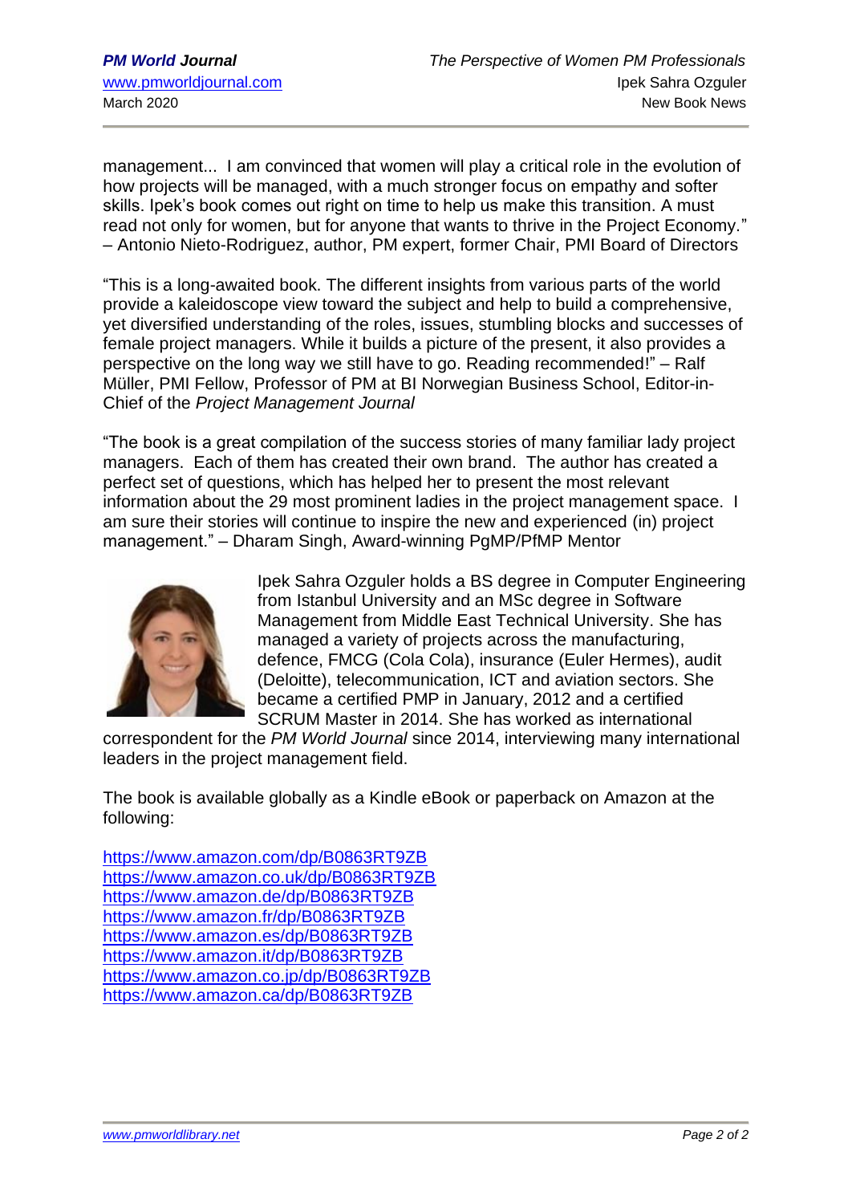management... I am convinced that women will play a critical role in the evolution of how projects will be managed, with a much stronger focus on empathy and softer skills. Ipek's book comes out right on time to help us make this transition. A must read not only for women, but for anyone that wants to thrive in the Project Economy." – Antonio Nieto-Rodriguez, author, PM expert, former Chair, PMI Board of Directors

"This is a long-awaited book. The different insights from various parts of the world provide a kaleidoscope view toward the subject and help to build a comprehensive, yet diversified understanding of the roles, issues, stumbling blocks and successes of female project managers. While it builds a picture of the present, it also provides a perspective on the long way we still have to go. Reading recommended!" – Ralf Müller, PMI Fellow, Professor of PM at BI Norwegian Business School, Editor-in-Chief of the *Project Management Journal*

"The book is a great compilation of the success stories of many familiar lady project managers. Each of them has created their own brand. The author has created a perfect set of questions, which has helped her to present the most relevant information about the 29 most prominent ladies in the project management space. I am sure their stories will continue to inspire the new and experienced (in) project management." – Dharam Singh, Award-winning PgMP/PfMP Mentor

Ipek Sahra Ozguler holds a BS degree in Computer Engineering from Istanbul University and an MSc degree in Software Management from Middle East Technical University. She has managed a variety of projects across the manufacturing, defence, FMCG (Cola Cola), insurance (Euler Hermes), audit (Deloitte), telecommunication, ICT and aviation sectors. She became a certified PMP in January, 2012 and a certified SCRUM Master in 2014. She has worked as international correspondent for the *PM World Journal* since 2014, interviewing many international leaders in the project management field.

The book is available globally as a Kindle eBook or paperback on Amazon at the following:

https://www.amazon.com/dp/B0863RT9ZB
https://www.amazon.co.uk/dp/B0863RT9ZB
https://www.amazon.de/dp/B0863RT9ZB
https://www.amazon.fr/dp/B0863RT9ZB
https://www.amazon.es/dp/B0863RT9ZB
https://www.amazon.it/dp/B0863RT9ZB
https://www.amazon.co.jp/dp/B0863RT9ZB
https://www.amazon.ca/dp/B0863RT9ZB